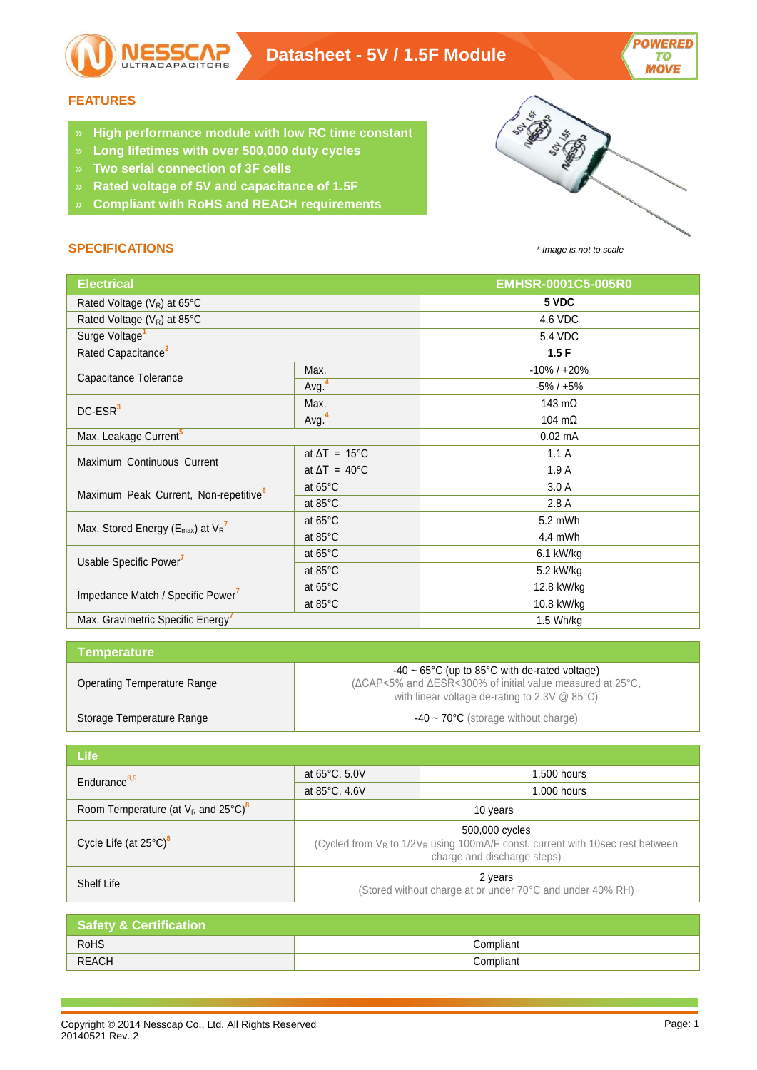# Datasheet - 5V / 1.5F Module

## FEATURES

- High performance module with low RC time constant
- Long lifetimes with over 500,000 duty cycles
- Two serial connection of 3F cells
- Rated voltage of 5V and capacitance of 1.5F
- Compliant with RoHS and REACH requirements

*\* Image is not to scale*

## SPECIFICATIONS

| Electrical | | EMHSR-0001C5-005R0 |
|---|---|---|
| Rated Voltage ($V_R$) at 65°C | | **5 VDC** |
| Rated Voltage ($V_R$) at 85°C | | 4.6 VDC |
| Surge Voltage[1] | | 5.4 VDC |
| Rated Capacitance[2] | | **1.5 F** |
| Capacitance Tolerance | Max. | -10% / +20% |
| | Avg.[4] | -5% / +5% |
| DC-ESR[3] | Max. | 143 mΩ |
| | Avg.[4] | 104 mΩ |
| Max. Leakage Current[5] | | 0.02 mA |
| Maximum Continuous Current | at ΔT = 15°C | 1.1 A |
| | at ΔT = 40°C | 1.9 A |
| Maximum Peak Current, Non-repetitive[6] | at 65°C | 3.0 A |
| | at 85°C | 2.8 A |
| Max. Stored Energy ($E_{max}$) at $V_R$[7] | at 65°C | 5.2 mWh |
| | at 85°C | 4.4 mWh |
| Usable Specific Power[7] | at 65°C | 6.1 kW/kg |
| | at 85°C | 5.2 kW/kg |
| Impedance Match / Specific Power[7] | at 65°C | 12.8 kW/kg |
| | at 85°C | 10.8 kW/kg |
| Max. Gravimetric Specific Energy[7] | | 1.5 Wh/kg |

| Temperature | |
|---|---|
| Operating Temperature Range | -40 ~ 65°C (up to 85°C with de-rated voltage) (ΔCAP<5% and ΔESR<300% of initial value measured at 25°C, with linear voltage de-rating to 2.3V @ 85°C) |
| Storage Temperature Range | -40 ~ 70°C (storage without charge) |

| Life | | |
|---|---|---|
| Endurance[8,9] | at 65°C, 5.0V | 1,500 hours |
| | at 85°C, 4.6V | 1,000 hours |
| Room Temperature (at $V_R$ and 25°C)[8] | 10 years | |
| Cycle Life (at 25°C)[8] | 500,000 cycles (Cycled from $V_R$ to $1/2V_R$ using 100mA/F const. current with 10sec rest between charge and discharge steps) | |
| Shelf Life | 2 years (Stored without charge at or under 70°C and under 40% RH) | |

| Safety & Certification | |
|---|---|
| RoHS | Compliant |
| REACH | Compliant |

Copyright © 2014 Nesscap Co., Ltd. All Rights Reserved
20140521 Rev. 2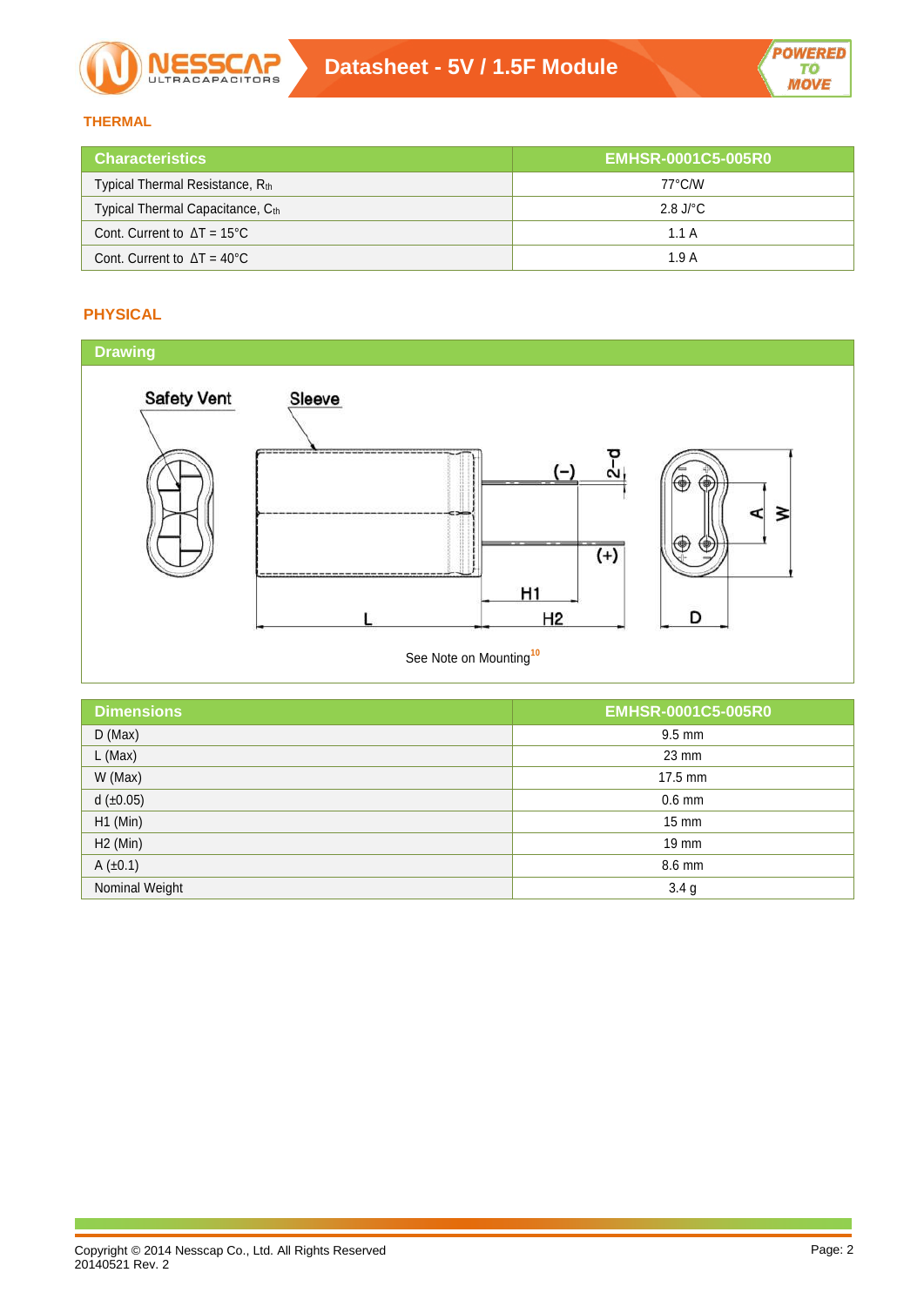## THERMAL

| Characteristics | EMHSR-0001C5-005R0 |
|---|---|
| Typical Thermal Resistance, $R_{th}$ | 77°C/W |
| Typical Thermal Capacitance, $C_{th}$ | 2.8 J/°C |
| Cont. Current to ΔT = 15°C | 1.1 A |
| Cont. Current to ΔT = 40°C | 1.9 A |

## PHYSICAL

### Drawing

Safety Vent

Sleeve

(−)

(+)

2−d

H1

H2

L

D

A

W

See Note on Mounting[10]

| Dimensions | EMHSR-0001C5-005R0 |
|---|---|
| D (Max) | 9.5 mm |
| L (Max) | 23 mm |
| W (Max) | 17.5 mm |
| d (±0.05) | 0.6 mm |
| H1 (Min) | 15 mm |
| H2 (Min) | 19 mm |
| A (±0.1) | 8.6 mm |
| Nominal Weight | 3.4 g |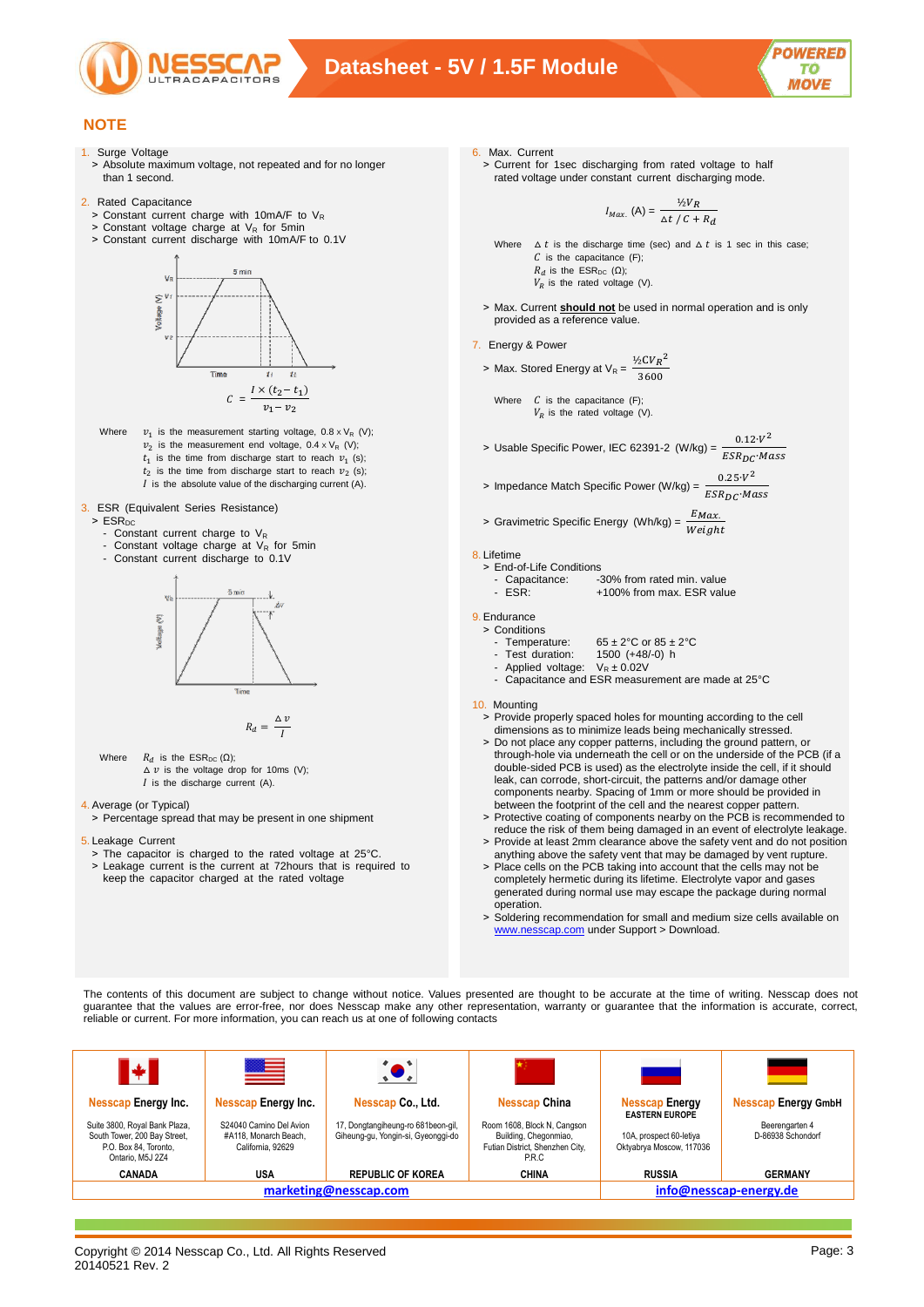## NOTE

1. Surge Voltage
   > Absolute maximum voltage, not repeated and for no longer than 1 second.

2. Rated Capacitance
   > Constant current charge with 10mA/F to $V_R$
   > Constant voltage charge at $V_R$ for 5min
   > Constant current discharge with 10mA/F to 0.1V

VR
V1
V2
Voltage (V)
5 min
Time
t1
t2

$$C = \frac{I \times (t_2 - t_1)}{v_1 - v_2}$$

Where $v_1$ is the measurement starting voltage, 0.8 x $V_R$ (V);
$v_2$ is the measurement end voltage, 0.4 x $V_R$ (V);
$t_1$ is the time from discharge start to reach $v_1$ (s);
$t_2$ is the time from discharge start to reach $v_2$ (s);
$I$ is the absolute value of the discharging current (A).

3. ESR (Equivalent Series Resistance)
   > $ESR_{DC}$
   - Constant current charge to $V_R$
   - Constant voltage charge at $V_R$ for 5min
   - Constant current discharge to 0.1V

VR
Voltage (V)
5 min
ΔV
Time

$$R_d = \frac{\Delta v}{I}$$

Where $R_d$ is the $ESR_{DC}$ (Ω);
$\Delta v$ is the voltage drop for 10ms (V);
$I$ is the discharge current (A).

4. Average (or Typical)
   > Percentage spread that may be present in one shipment

5. Leakage Current
   > The capacitor is charged to the rated voltage at 25°C.
   > Leakage current is the current at 72hours that is required to keep the capacitor charged at the rated voltage

6. Max. Current
   > Current for 1sec discharging from rated voltage to half rated voltage under constant current discharging mode.

$$I_{Max.}\ (A) = \frac{\frac{1}{2} V_R}{\Delta t / C + R_d}$$

Where $\Delta t$ is the discharge time (sec) and $\Delta t$ is 1 sec in this case;
$C$ is the capacitance (F);
$R_d$ is the $ESR_{DC}$ (Ω);
$V_R$ is the rated voltage (V).

> Max. Current **should not** be used in normal operation and is only provided as a reference value.

7. Energy & Power
   > Max. Stored Energy at $V_R$ = $\frac{\frac{1}{2} C V_R^2}{3600}$

Where $C$ is the capacitance (F);
$V_R$ is the rated voltage (V).

> Usable Specific Power, IEC 62391-2 (W/kg) = $\frac{0.12 \cdot V^2}{ESR_{DC} \cdot Mass}$

> Impedance Match Specific Power (W/kg) = $\frac{0.25 \cdot V^2}{ESR_{DC} \cdot Mass}$

> Gravimetric Specific Energy (Wh/kg) = $\frac{E_{Max.}}{Weight}$

8. Lifetime
   > End-of-Life Conditions
   - Capacitance: -30% from rated min. value
   - ESR: +100% from max. ESR value

9. Endurance
   > Conditions
   - Temperature: 65 ± 2°C or 85 ± 2°C
   - Test duration: 1500 (+48/-0) h
   - Applied voltage: $V_R$ ± 0.02V
   - Capacitance and ESR measurement are made at 25°C

10. Mounting
    > Provide properly spaced holes for mounting according to the cell dimensions as to minimize leads being mechanically stressed.
    > Do not place any copper patterns, including the ground pattern, or through-hole via underneath the cell or on the underside of the PCB (if a double-sided PCB is used) as the electrolyte inside the cell, if it should leak, can corrode, short-circuit, the patterns and/or damage other components nearby. Spacing of 1mm or more should be provided in between the footprint of the cell and the nearest copper pattern.
    > Protective coating of components nearby on the PCB is recommended to reduce the risk of them being damaged in an event of electrolyte leakage.
    > Provide at least 2mm clearance above the safety vent and do not position anything above the safety vent that may be damaged by vent rupture.
    > Place cells on the PCB taking into account that the cells may not be completely hermetic during its lifetime. Electrolyte vapor and gases generated during normal use may escape the package during normal operation.
    > Soldering recommendation for small and medium size cells available on www.nesscap.com under Support > Download.

The contents of this document are subject to change without notice. Values presented are thought to be accurate at the time of writing. Nesscap does not guarantee that the values are error-free, nor does Nesscap make any other representation, warranty or guarantee that the information is accurate, correct, reliable or current. For more information, you can reach us at one of following contacts

| Nesscap Energy Inc. | Nesscap Energy Inc. | Nesscap Co., Ltd. | Nesscap China | Nesscap Energy EASTERN EUROPE | Nesscap Energy GmbH |
|---|---|---|---|---|---|
| Suite 3800, Royal Bank Plaza, South Tower, 200 Bay Street, P.O. Box 84, Toronto, Ontario, M5J 2Z4 | S24040 Camino Del Avion #A118, Monarch Beach, California, 92629 | 17, Dongtangiheung-ro 681beon-gil, Giheung-gu, Yongin-si, Gyeonggi-do | Room 1608, Block N, Cangson Building, Chegongmiao, Futian District, Shenzhen City, P.R.C | 10A, prospect 60-letiya Oktyabrya Moscow, 117036 | Beerengarten 4 D-86938 Schondorf |
| CANADA | USA | REPUBLIC OF KOREA | CHINA | RUSSIA | GERMANY |
| marketing@nesscap.com | | | | info@nesscap-energy.de | |

Copyright © 2014 Nesscap Co., Ltd. All Rights Reserved
20140521 Rev. 2